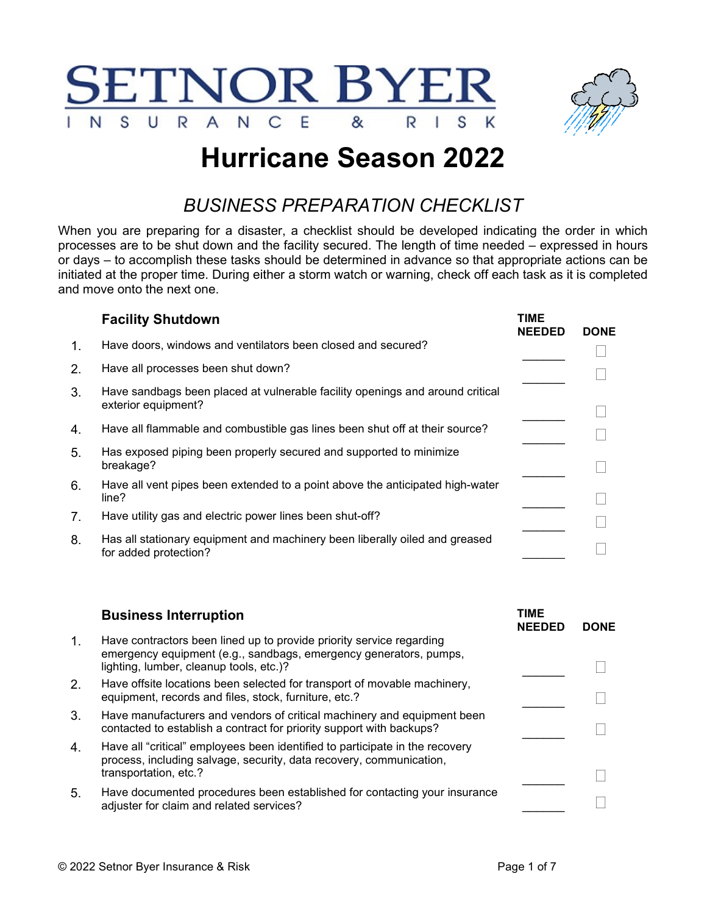# SETNOR BYER

INSURANCE & RISK

# Hurricane Season 2022

## *BUSINESS PREPARATION CHECKLIST*

When you are preparing for a disaster, a checklist should be developed indicating the order in which processes are to be shut down and the facility secured. The length of time needed – expressed in hours or days – to accomplish these tasks should be determined in advance so that appropriate actions can be initiated at the proper time. During either a storm watch or warning, check off each task as it is completed and move onto the next one.

### Facility Shutdown

| | Facility Shutdown | TIME NEEDED | DONE |
|---|---|---|---|
| 1. | Have doors, windows and ventilators been closed and secured? | ______ | ☐ |
| 2. | Have all processes been shut down? | ______ | ☐ |
| 3. | Have sandbags been placed at vulnerable facility openings and around critical exterior equipment? | ______ | ☐ |
| 4. | Have all flammable and combustible gas lines been shut off at their source? | ______ | ☐ |
| 5. | Has exposed piping been properly secured and supported to minimize breakage? | ______ | ☐ |
| 6. | Have all vent pipes been extended to a point above the anticipated high-water line? | ______ | ☐ |
| 7. | Have utility gas and electric power lines been shut-off? | ______ | ☐ |
| 8. | Has all stationary equipment and machinery been liberally oiled and greased for added protection? | ______ | ☐ |

### Business Interruption

| | Business Interruption | TIME NEEDED | DONE |
|---|---|---|---|
| 1. | Have contractors been lined up to provide priority service regarding emergency equipment (e.g., sandbags, emergency generators, pumps, lighting, lumber, cleanup tools, etc.)? | ______ | ☐ |
| 2. | Have offsite locations been selected for transport of movable machinery, equipment, records and files, stock, furniture, etc.? | ______ | ☐ |
| 3. | Have manufacturers and vendors of critical machinery and equipment been contacted to establish a contract for priority support with backups? | ______ | ☐ |
| 4. | Have all “critical” employees been identified to participate in the recovery process, including salvage, security, data recovery, communication, transportation, etc.? | ______ | ☐ |
| 5. | Have documented procedures been established for contacting your insurance adjuster for claim and related services? | ______ | ☐ |

© 2022 Setnor Byer Insurance & Risk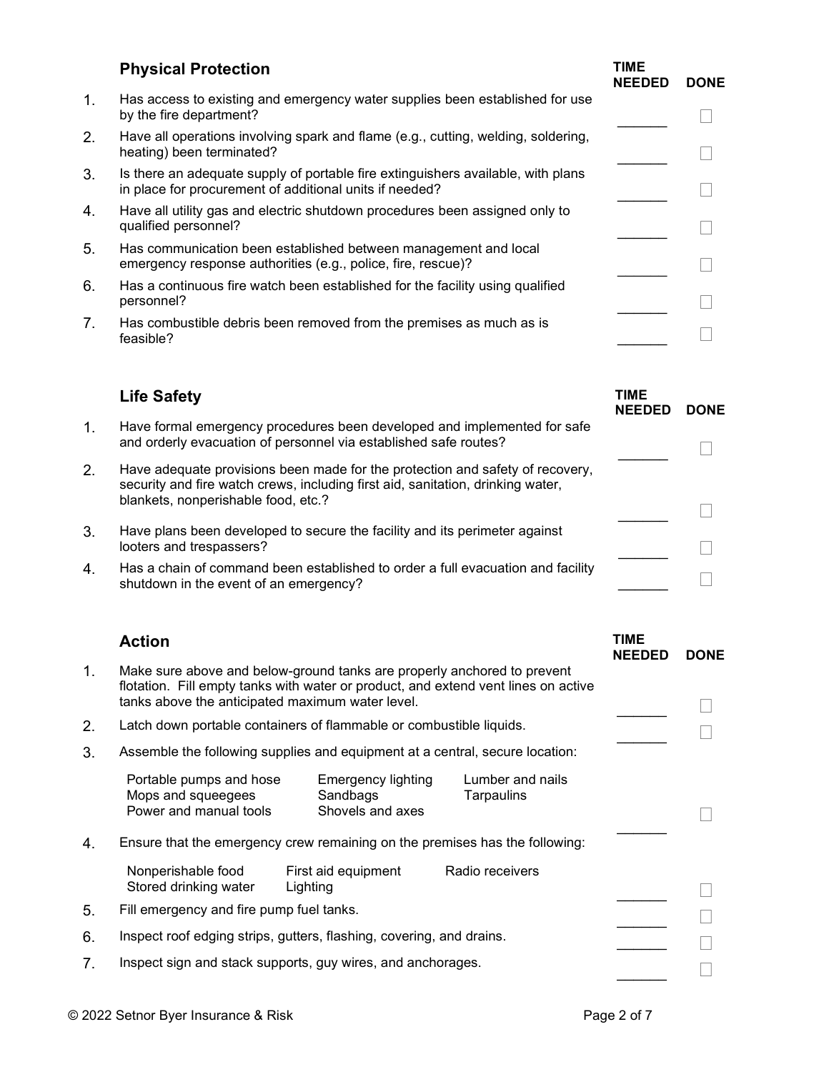## Physical Protection

| # | Item | TIME NEEDED | DONE |
|---|---|---|---|
| 1. | Has access to existing and emergency water supplies been established for use by the fire department? | _______ | ☐ |
| 2. | Have all operations involving spark and flame (e.g., cutting, welding, soldering, heating) been terminated? | _______ | ☐ |
| 3. | Is there an adequate supply of portable fire extinguishers available, with plans in place for procurement of additional units if needed? | _______ | ☐ |
| 4. | Have all utility gas and electric shutdown procedures been assigned only to qualified personnel? | _______ | ☐ |
| 5. | Has communication been established between management and local emergency response authorities (e.g., police, fire, rescue)? | _______ | ☐ |
| 6. | Has a continuous fire watch been established for the facility using qualified personnel? | _______ | ☐ |
| 7. | Has combustible debris been removed from the premises as much as is feasible? | _______ | ☐ |

## Life Safety

| # | Item | TIME NEEDED | DONE |
|---|---|---|---|
| 1. | Have formal emergency procedures been developed and implemented for safe and orderly evacuation of personnel via established safe routes? | _______ | ☐ |
| 2. | Have adequate provisions been made for the protection and safety of recovery, security and fire watch crews, including first aid, sanitation, drinking water, blankets, nonperishable food, etc.? | _______ | ☐ |
| 3. | Have plans been developed to secure the facility and its perimeter against looters and trespassers? | _______ | ☐ |
| 4. | Has a chain of command been established to order a full evacuation and facility shutdown in the event of an emergency? | _______ | ☐ |

## Action

| # | Item | TIME NEEDED | DONE |
|---|---|---|---|
| 1. | Make sure above and below-ground tanks are properly anchored to prevent flotation. Fill empty tanks with water or product, and extend vent lines on active tanks above the anticipated maximum water level. | _______ | ☐ |
| 2. | Latch down portable containers of flammable or combustible liquids. | _______ | ☐ |
| 3. | Assemble the following supplies and equipment at a central, secure location: Portable pumps and hose; Mops and squeegees; Power and manual tools; Emergency lighting; Sandbags; Shovels and axes; Lumber and nails; Tarpaulins | _______ | ☐ |
| 4. | Ensure that the emergency crew remaining on the premises has the following: Nonperishable food; Stored drinking water; First aid equipment; Lighting; Radio receivers | _______ | ☐ |
| 5. | Fill emergency and fire pump fuel tanks. | _______ | ☐ |
| 6. | Inspect roof edging strips, gutters, flashing, covering, and drains. | _______ | ☐ |
| 7. | Inspect sign and stack supports, guy wires, and anchorages. | _______ | ☐ |

© 2022 Setnor Byer Insurance & Risk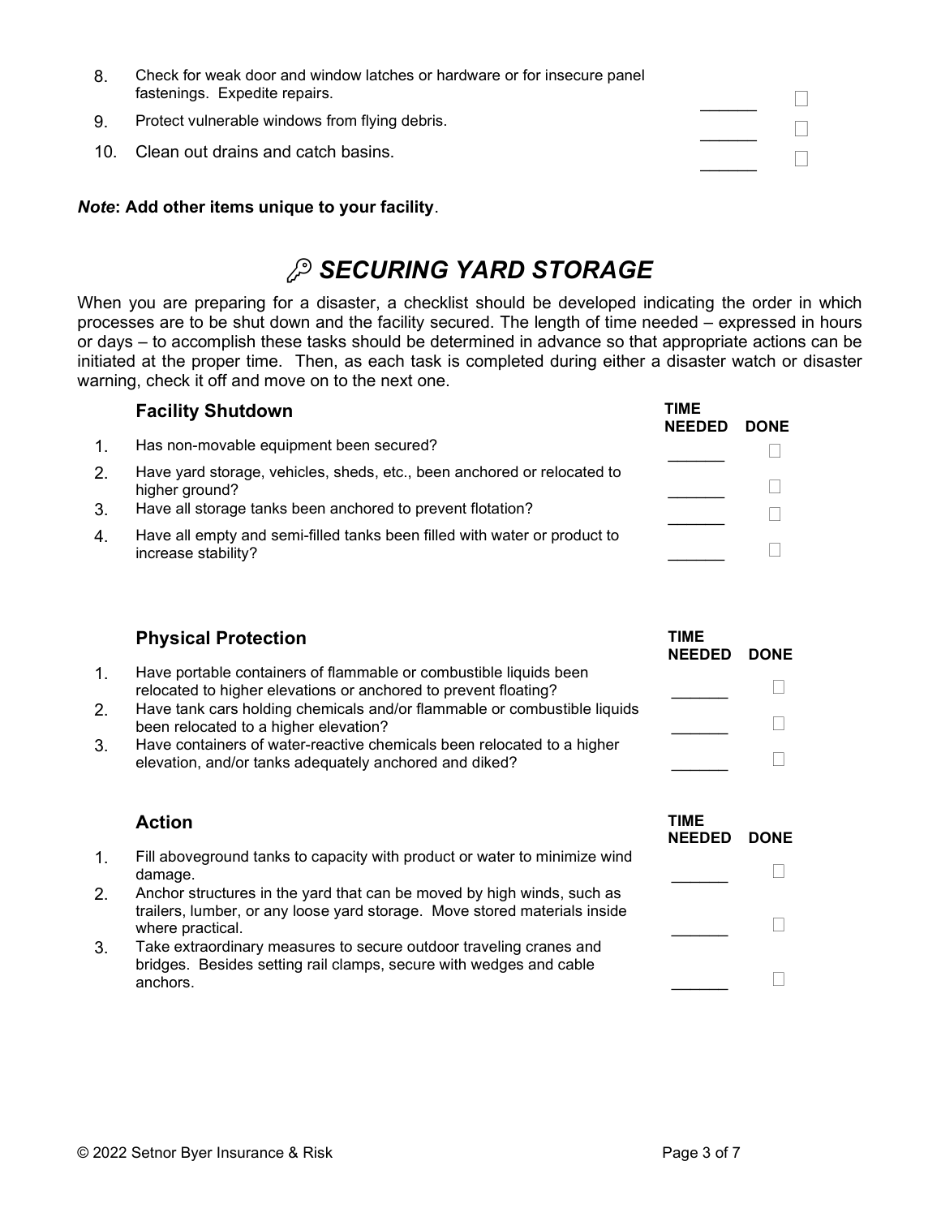| | | | |
|---|---|---|---|
| 8. | Check for weak door and window latches or hardware or for insecure panel fastenings. Expedite repairs. | ______ | ☐ |
| 9. | Protect vulnerable windows from flying debris. | ______ | ☐ |
| 10. | Clean out drains and catch basins. | ______ | ☐ |

***Note*: Add other items unique to your facility**.

# *SECURING YARD STORAGE*

When you are preparing for a disaster, a checklist should be developed indicating the order in which processes are to be shut down and the facility secured. The length of time needed – expressed in hours or days – to accomplish these tasks should be determined in advance so that appropriate actions can be initiated at the proper time. Then, as each task is completed during either a disaster watch or disaster warning, check it off and move on to the next one.

| | **Facility Shutdown** | **TIME NEEDED** | **DONE** |
|---|---|---|---|
| 1. | Has non-movable equipment been secured? | ______ | ☐ |
| 2. | Have yard storage, vehicles, sheds, etc., been anchored or relocated to higher ground? | ______ | ☐ |
| 3. | Have all storage tanks been anchored to prevent flotation? | ______ | ☐ |
| 4. | Have all empty and semi-filled tanks been filled with water or product to increase stability? | ______ | ☐ |

| | **Physical Protection** | **TIME NEEDED** | **DONE** |
|---|---|---|---|
| 1. | Have portable containers of flammable or combustible liquids been relocated to higher elevations or anchored to prevent floating? | ______ | ☐ |
| 2. | Have tank cars holding chemicals and/or flammable or combustible liquids been relocated to a higher elevation? | ______ | ☐ |
| 3. | Have containers of water-reactive chemicals been relocated to a higher elevation, and/or tanks adequately anchored and diked? | ______ | ☐ |

| | **Action** | **TIME NEEDED** | **DONE** |
|---|---|---|---|
| 1. | Fill aboveground tanks to capacity with product or water to minimize wind damage. | ______ | ☐ |
| 2. | Anchor structures in the yard that can be moved by high winds, such as trailers, lumber, or any loose yard storage. Move stored materials inside where practical. | ______ | ☐ |
| 3. | Take extraordinary measures to secure outdoor traveling cranes and bridges. Besides setting rail clamps, secure with wedges and cable anchors. | ______ | ☐ |

© 2022 Setnor Byer Insurance & Risk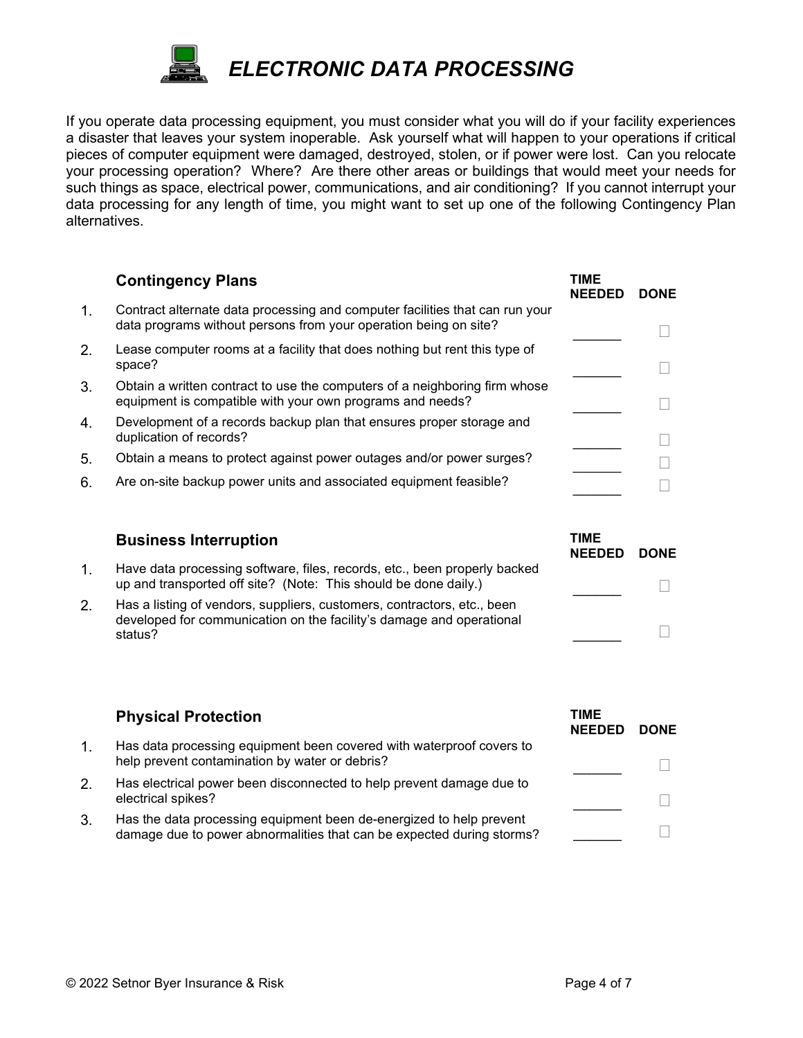# *ELECTRONIC DATA PROCESSING*

If you operate data processing equipment, you must consider what you will do if your facility experiences a disaster that leaves your system inoperable. Ask yourself what will happen to your operations if critical pieces of computer equipment were damaged, destroyed, stolen, or if power were lost. Can you relocate your processing operation? Where? Are there other areas or buildings that would meet your needs for such things as space, electrical power, communications, and air conditioning? If you cannot interrupt your data processing for any length of time, you might want to set up one of the following Contingency Plan alternatives.

| | **Contingency Plans** | **TIME NEEDED** | **DONE** |
|---|---|---|---|
| 1. | Contract alternate data processing and computer facilities that can run your data programs without persons from your operation being on site? | ______ | ☐ |
| 2. | Lease computer rooms at a facility that does nothing but rent this type of space? | ______ | ☐ |
| 3. | Obtain a written contract to use the computers of a neighboring firm whose equipment is compatible with your own programs and needs? | ______ | ☐ |
| 4. | Development of a records backup plan that ensures proper storage and duplication of records? | ______ | ☐ |
| 5. | Obtain a means to protect against power outages and/or power surges? | ______ | ☐ |
| 6. | Are on-site backup power units and associated equipment feasible? | ______ | ☐ |

| | **Business Interruption** | **TIME NEEDED** | **DONE** |
|---|---|---|---|
| 1. | Have data processing software, files, records, etc., been properly backed up and transported off site? (Note: This should be done daily.) | ______ | ☐ |
| 2. | Has a listing of vendors, suppliers, customers, contractors, etc., been developed for communication on the facility's damage and operational status? | ______ | ☐ |

| | **Physical Protection** | **TIME NEEDED** | **DONE** |
|---|---|---|---|
| 1. | Has data processing equipment been covered with waterproof covers to help prevent contamination by water or debris? | ______ | ☐ |
| 2. | Has electrical power been disconnected to help prevent damage due to electrical spikes? | ______ | ☐ |
| 3. | Has the data processing equipment been de-energized to help prevent damage due to power abnormalities that can be expected during storms? | ______ | ☐ |

© 2022 Setnor Byer Insurance & Risk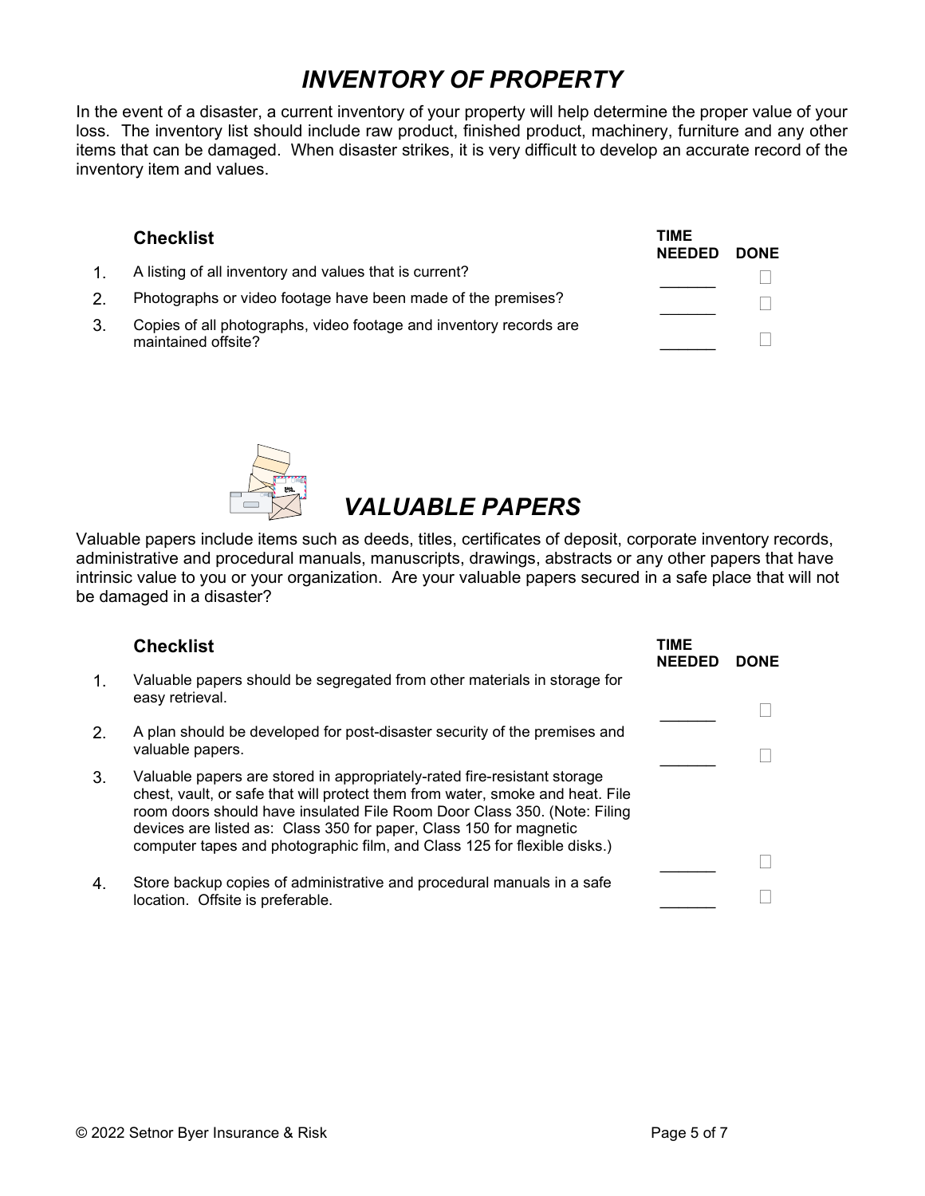# *INVENTORY OF PROPERTY*

In the event of a disaster, a current inventory of your property will help determine the proper value of your loss. The inventory list should include raw product, finished product, machinery, furniture and any other items that can be damaged. When disaster strikes, it is very difficult to develop an accurate record of the inventory item and values.

| | **Checklist** | **TIME NEEDED** | **DONE** |
|---|---|---|---|
| 1. | A listing of all inventory and values that is current? | ______ | ☐ |
| 2. | Photographs or video footage have been made of the premises? | ______ | ☐ |
| 3. | Copies of all photographs, video footage and inventory records are maintained offsite? | ______ | ☐ |

# *VALUABLE PAPERS*

Valuable papers include items such as deeds, titles, certificates of deposit, corporate inventory records, administrative and procedural manuals, manuscripts, drawings, abstracts or any other papers that have intrinsic value to you or your organization. Are your valuable papers secured in a safe place that will not be damaged in a disaster?

| | **Checklist** | **TIME NEEDED** | **DONE** |
|---|---|---|---|
| 1. | Valuable papers should be segregated from other materials in storage for easy retrieval. | ______ | ☐ |
| 2. | A plan should be developed for post-disaster security of the premises and valuable papers. | ______ | ☐ |
| 3. | Valuable papers are stored in appropriately-rated fire-resistant storage chest, vault, or safe that will protect them from water, smoke and heat. File room doors should have insulated File Room Door Class 350. (Note: Filing devices are listed as: Class 350 for paper, Class 150 for magnetic computer tapes and photographic film, and Class 125 for flexible disks.) | ______ | ☐ |
| 4. | Store backup copies of administrative and procedural manuals in a safe location. Offsite is preferable. | ______ | ☐ |

© 2022 Setnor Byer Insurance & Risk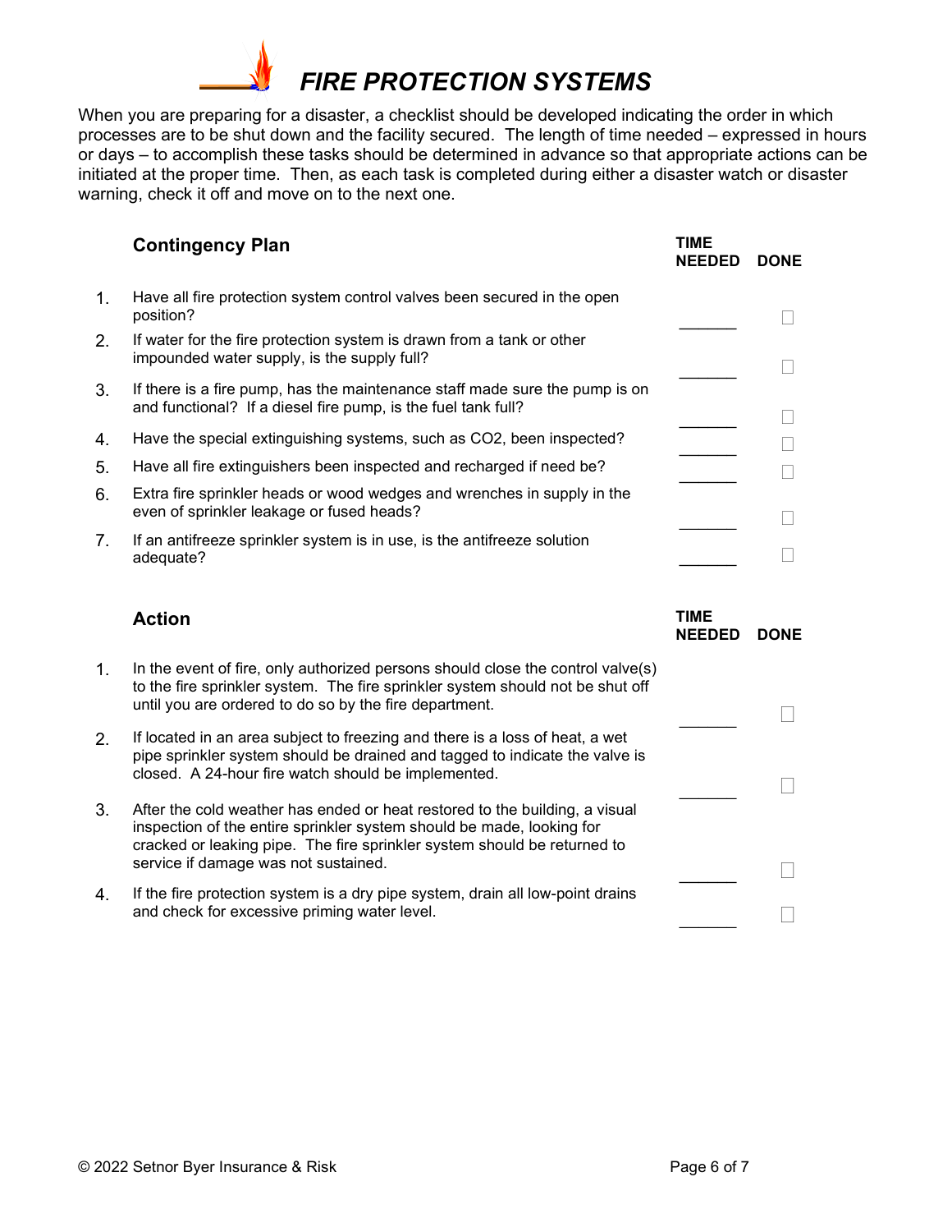# FIRE PROTECTION SYSTEMS

When you are preparing for a disaster, a checklist should be developed indicating the order in which processes are to be shut down and the facility secured. The length of time needed – expressed in hours or days – to accomplish these tasks should be determined in advance so that appropriate actions can be initiated at the proper time. Then, as each task is completed during either a disaster watch or disaster warning, check it off and move on to the next one.

| | Contingency Plan | TIME NEEDED | DONE |
|---|---|---|---|
| 1. | Have all fire protection system control valves been secured in the open position? | _______ | ☐ |
| 2. | If water for the fire protection system is drawn from a tank or other impounded water supply, is the supply full? | _______ | ☐ |
| 3. | If there is a fire pump, has the maintenance staff made sure the pump is on and functional? If a diesel fire pump, is the fuel tank full? | _______ | ☐ |
| 4. | Have the special extinguishing systems, such as $CO_2$, been inspected? | _______ | ☐ |
| 5. | Have all fire extinguishers been inspected and recharged if need be? | _______ | ☐ |
| 6. | Extra fire sprinkler heads or wood wedges and wrenches in supply in the even of sprinkler leakage or fused heads? | _______ | ☐ |
| 7. | If an antifreeze sprinkler system is in use, is the antifreeze solution adequate? | _______ | ☐ |

| | Action | TIME NEEDED | DONE |
|---|---|---|---|
| 1. | In the event of fire, only authorized persons should close the control valve(s) to the fire sprinkler system. The fire sprinkler system should not be shut off until you are ordered to do so by the fire department. | _______ | ☐ |
| 2. | If located in an area subject to freezing and there is a loss of heat, a wet pipe sprinkler system should be drained and tagged to indicate the valve is closed. A 24-hour fire watch should be implemented. | _______ | ☐ |
| 3. | After the cold weather has ended or heat restored to the building, a visual inspection of the entire sprinkler system should be made, looking for cracked or leaking pipe. The fire sprinkler system should be returned to service if damage was not sustained. | _______ | ☐ |
| 4. | If the fire protection system is a dry pipe system, drain all low-point drains and check for excessive priming water level. | _______ | ☐ |

© 2022 Setnor Byer Insurance & Risk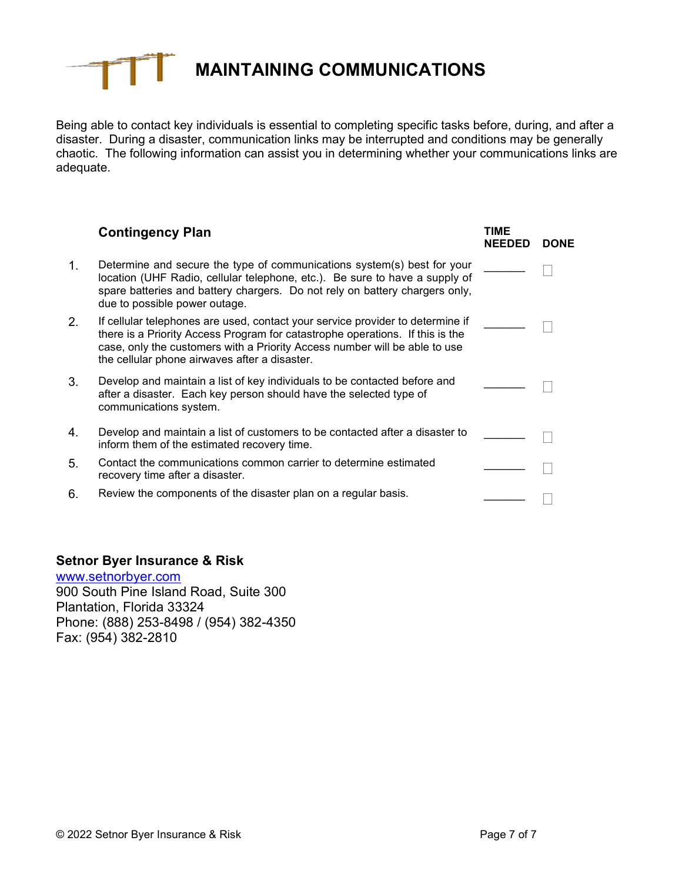# MAINTAINING COMMUNICATIONS

Being able to contact key individuals is essential to completing specific tasks before, during, and after a disaster. During a disaster, communication links may be interrupted and conditions may be generally chaotic. The following information can assist you in determining whether your communications links are adequate.

| | Contingency Plan | TIME NEEDED | DONE |
|---|---|---|---|
| 1. | Determine and secure the type of communications system(s) best for your location (UHF Radio, cellular telephone, etc.). Be sure to have a supply of spare batteries and battery chargers. Do not rely on battery chargers only, due to possible power outage. | _______ | ☐ |
| 2. | If cellular telephones are used, contact your service provider to determine if there is a Priority Access Program for catastrophe operations. If this is the case, only the customers with a Priority Access number will be able to use the cellular phone airwaves after a disaster. | _______ | ☐ |
| 3. | Develop and maintain a list of key individuals to be contacted before and after a disaster. Each key person should have the selected type of communications system. | _______ | ☐ |
| 4. | Develop and maintain a list of customers to be contacted after a disaster to inform them of the estimated recovery time. | _______ | ☐ |
| 5. | Contact the communications common carrier to determine estimated recovery time after a disaster. | _______ | ☐ |
| 6. | Review the components of the disaster plan on a regular basis. | _______ | ☐ |

**Setnor Byer Insurance & Risk**
www.setnorbyer.com
900 South Pine Island Road, Suite 300
Plantation, Florida 33324
Phone: (888) 253-8498 / (954) 382-4350
Fax: (954) 382-2810

© 2022 Setnor Byer Insurance & Risk